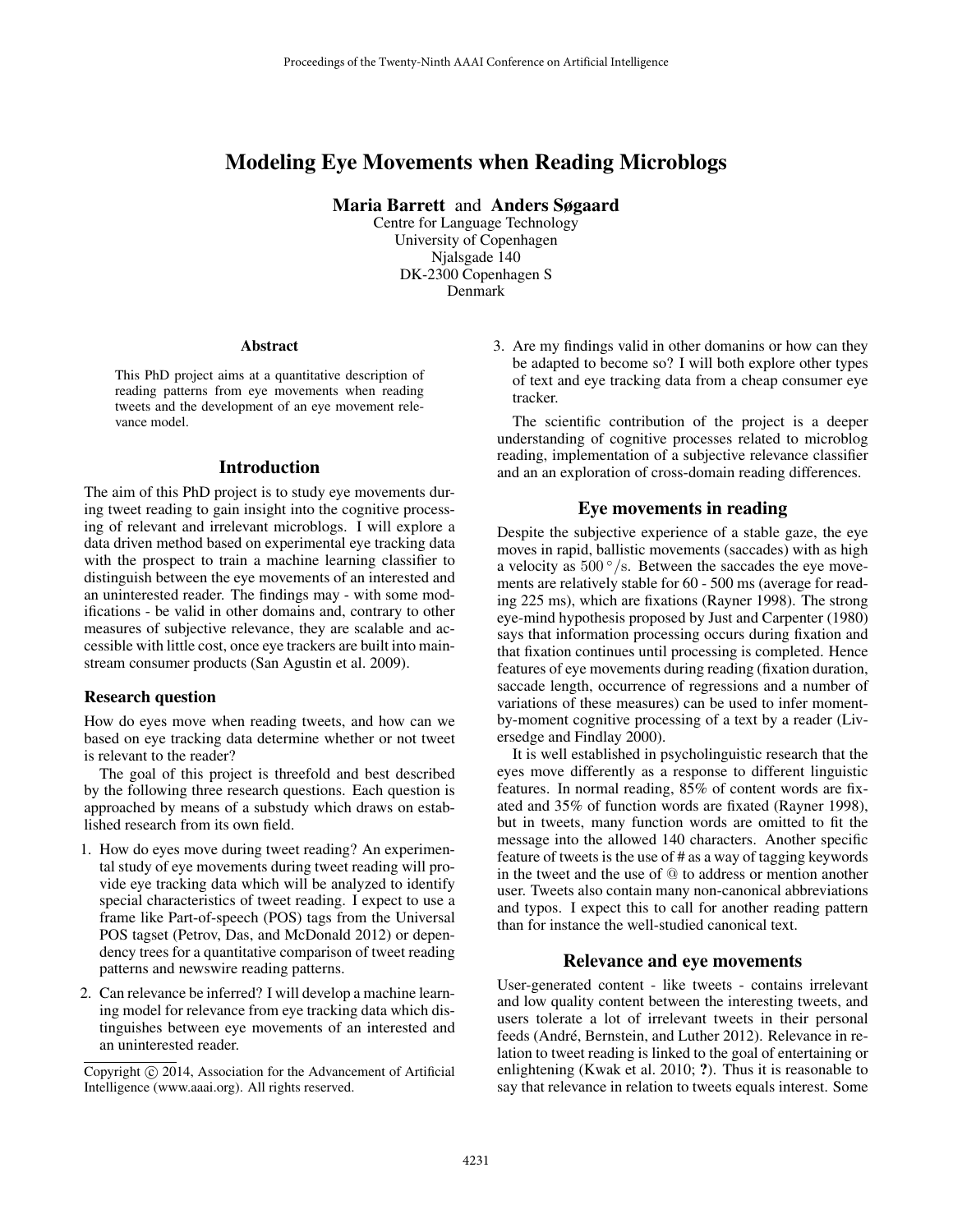# Modeling Eye Movements when Reading Microblogs

**Maria Barrett** and **Anders Søgaard**

Centre for Language Technology
University of Copenhagen
Njalsgade 140
DK-2300 Copenhagen S
Denmark

### Abstract

This PhD project aims at a quantitative description of reading patterns from eye movements when reading tweets and the development of an eye movement relevance model.

## Introduction

The aim of this PhD project is to study eye movements during tweet reading to gain insight into the cognitive processing of relevant and irrelevant microblogs. I will explore a data driven method based on experimental eye tracking data with the prospect to train a machine learning classifier to distinguish between the eye movements of an interested and an uninterested reader. The findings may - with some modifications - be valid in other domains and, contrary to other measures of subjective relevance, they are scalable and accessible with little cost, once eye trackers are built into mainstream consumer products (San Agustin et al. 2009).

### Research question

How do eyes move when reading tweets, and how can we based on eye tracking data determine whether or not tweet is relevant to the reader?

The goal of this project is threefold and best described by the following three research questions. Each question is approached by means of a substudy which draws on established research from its own field.

1. How do eyes move during tweet reading? An experimental study of eye movements during tweet reading will provide eye tracking data which will be analyzed to identify special characteristics of tweet reading. I expect to use a frame like Part-of-speech (POS) tags from the Universal POS tagset (Petrov, Das, and McDonald 2012) or dependency trees for a quantitative comparison of tweet reading patterns and newswire reading patterns.
2. Can relevance be inferred? I will develop a machine learning model for relevance from eye tracking data which distinguishes between eye movements of an interested and an uninterested reader.
3. Are my findings valid in other domanins or how can they be adapted to become so? I will both explore other types of text and eye tracking data from a cheap consumer eye tracker.

The scientific contribution of the project is a deeper understanding of cognitive processes related to microblog reading, implementation of a subjective relevance classifier and an an exploration of cross-domain reading differences.

## Eye movements in reading

Despite the subjective experience of a stable gaze, the eye moves in rapid, ballistic movements (saccades) with as high a velocity as $500\,^{\circ}/\text{s}$. Between the saccades the eye movements are relatively stable for 60 - 500 ms (average for reading 225 ms), which are fixations (Rayner 1998). The strong eye-mind hypothesis proposed by Just and Carpenter (1980) says that information processing occurs during fixation and that fixation continues until processing is completed. Hence features of eye movements during reading (fixation duration, saccade length, occurrence of regressions and a number of variations of these measures) can be used to infer moment-by-moment cognitive processing of a text by a reader (Liversedge and Findlay 2000).

It is well established in psycholinguistic research that the eyes move differently as a response to different linguistic features. In normal reading, 85% of content words are fixated and 35% of function words are fixated (Rayner 1998), but in tweets, many function words are omitted to fit the message into the allowed 140 characters. Another specific feature of tweets is the use of # as a way of tagging keywords in the tweet and the use of @ to address or mention another user. Tweets also contain many non-canonical abbreviations and typos. I expect this to call for another reading pattern than for instance the well-studied canonical text.

## Relevance and eye movements

User-generated content - like tweets - contains irrelevant and low quality content between the interesting tweets, and users tolerate a lot of irrelevant tweets in their personal feeds (André, Bernstein, and Luther 2012). Relevance in relation to tweet reading is linked to the goal of entertaining or enlightening (Kwak et al. 2010; **?**). Thus it is reasonable to say that relevance in relation to tweets equals interest. Some

Copyright © 2014, Association for the Advancement of Artificial Intelligence (www.aaai.org). All rights reserved.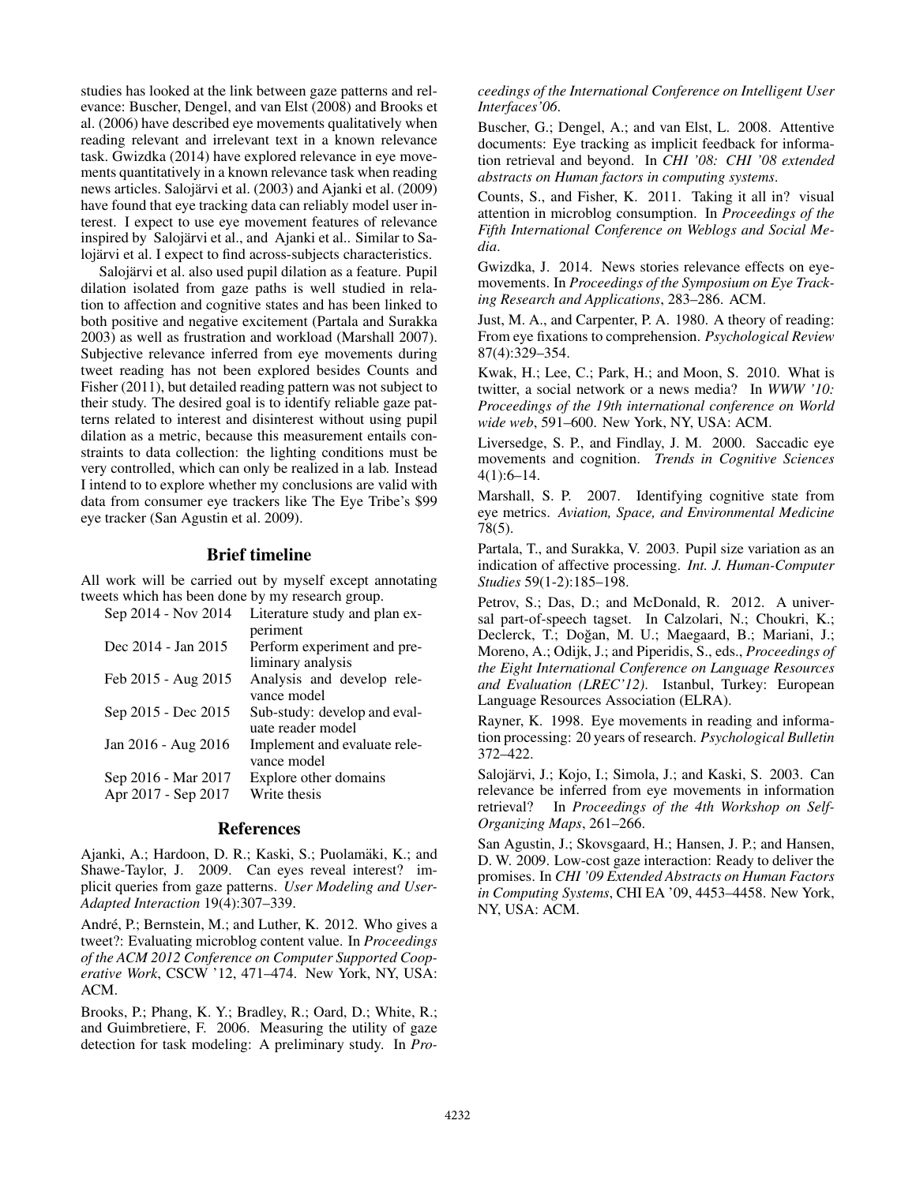studies has looked at the link between gaze patterns and relevance: Buscher, Dengel, and van Elst (2008) and Brooks et al. (2006) have described eye movements qualitatively when reading relevant and irrelevant text in a known relevance task. Gwizdka (2014) have explored relevance in eye movements quantitatively in a known relevance task when reading news articles. Salojärvi et al. (2003) and Ajanki et al. (2009) have found that eye tracking data can reliably model user interest. I expect to use eye movement features of relevance inspired by Salojärvi et al., and Ajanki et al.. Similar to Salojärvi et al. I expect to find across-subjects characteristics.

Salojärvi et al. also used pupil dilation as a feature. Pupil dilation isolated from gaze paths is well studied in relation to affection and cognitive states and has been linked to both positive and negative excitement (Partala and Surakka 2003) as well as frustration and workload (Marshall 2007). Subjective relevance inferred from eye movements during tweet reading has not been explored besides Counts and Fisher (2011), but detailed reading pattern was not subject to their study. The desired goal is to identify reliable gaze patterns related to interest and disinterest without using pupil dilation as a metric, because this measurement entails constraints to data collection: the lighting conditions must be very controlled, which can only be realized in a lab. Instead I intend to to explore whether my conclusions are valid with data from consumer eye trackers like The Eye Tribe's $99 eye tracker (San Agustin et al. 2009).

## Brief timeline

All work will be carried out by myself except annotating tweets which has been done by my research group.

| | |
|---|---|
| Sep 2014 - Nov 2014 | Literature study and plan experiment |
| Dec 2014 - Jan 2015 | Perform experiment and preliminary analysis |
| Feb 2015 - Aug 2015 | Analysis and develop relevance model |
| Sep 2015 - Dec 2015 | Sub-study: develop and evaluate reader model |
| Jan 2016 - Aug 2016 | Implement and evaluate relevance model |
| Sep 2016 - Mar 2017 | Explore other domains |
| Apr 2017 - Sep 2017 | Write thesis |

## References

Ajanki, A.; Hardoon, D. R.; Kaski, S.; Puolamäki, K.; and Shawe-Taylor, J. 2009. Can eyes reveal interest? implicit queries from gaze patterns. *User Modeling and User-Adapted Interaction* 19(4):307–339.

André, P.; Bernstein, M.; and Luther, K. 2012. Who gives a tweet?: Evaluating microblog content value. In *Proceedings of the ACM 2012 Conference on Computer Supported Cooperative Work*, CSCW '12, 471–474. New York, NY, USA: ACM.

Brooks, P.; Phang, K. Y.; Bradley, R.; Oard, D.; White, R.; and Guimbretiere, F. 2006. Measuring the utility of gaze detection for task modeling: A preliminary study. In *Proceedings of the International Conference on Intelligent User Interfaces'06*.

Buscher, G.; Dengel, A.; and van Elst, L. 2008. Attentive documents: Eye tracking as implicit feedback for information retrieval and beyond. In *CHI '08: CHI '08 extended abstracts on Human factors in computing systems*.

Counts, S., and Fisher, K. 2011. Taking it all in? visual attention in microblog consumption. In *Proceedings of the Fifth International Conference on Weblogs and Social Media*.

Gwizdka, J. 2014. News stories relevance effects on eye-movements. In *Proceedings of the Symposium on Eye Tracking Research and Applications*, 283–286. ACM.

Just, M. A., and Carpenter, P. A. 1980. A theory of reading: From eye fixations to comprehension. *Psychological Review* 87(4):329–354.

Kwak, H.; Lee, C.; Park, H.; and Moon, S. 2010. What is twitter, a social network or a news media? In *WWW '10: Proceedings of the 19th international conference on World wide web*, 591–600. New York, NY, USA: ACM.

Liversedge, S. P., and Findlay, J. M. 2000. Saccadic eye movements and cognition. *Trends in Cognitive Sciences* 4(1):6–14.

Marshall, S. P. 2007. Identifying cognitive state from eye metrics. *Aviation, Space, and Environmental Medicine* 78(5).

Partala, T., and Surakka, V. 2003. Pupil size variation as an indication of affective processing. *Int. J. Human-Computer Studies* 59(1-2):185–198.

Petrov, S.; Das, D.; and McDonald, R. 2012. A universal part-of-speech tagset. In Calzolari, N.; Choukri, K.; Declerck, T.; Doğan, M. U.; Maegaard, B.; Mariani, J.; Moreno, A.; Odijk, J.; and Piperidis, S., eds., *Proceedings of the Eight International Conference on Language Resources and Evaluation (LREC'12)*. Istanbul, Turkey: European Language Resources Association (ELRA).

Rayner, K. 1998. Eye movements in reading and information processing: 20 years of research. *Psychological Bulletin* 372–422.

Salojärvi, J.; Kojo, I.; Simola, J.; and Kaski, S. 2003. Can relevance be inferred from eye movements in information retrieval? In *Proceedings of the 4th Workshop on Self-Organizing Maps*, 261–266.

San Agustin, J.; Skovsgaard, H.; Hansen, J. P.; and Hansen, D. W. 2009. Low-cost gaze interaction: Ready to deliver the promises. In *CHI '09 Extended Abstracts on Human Factors in Computing Systems*, CHI EA '09, 4453–4458. New York, NY, USA: ACM.